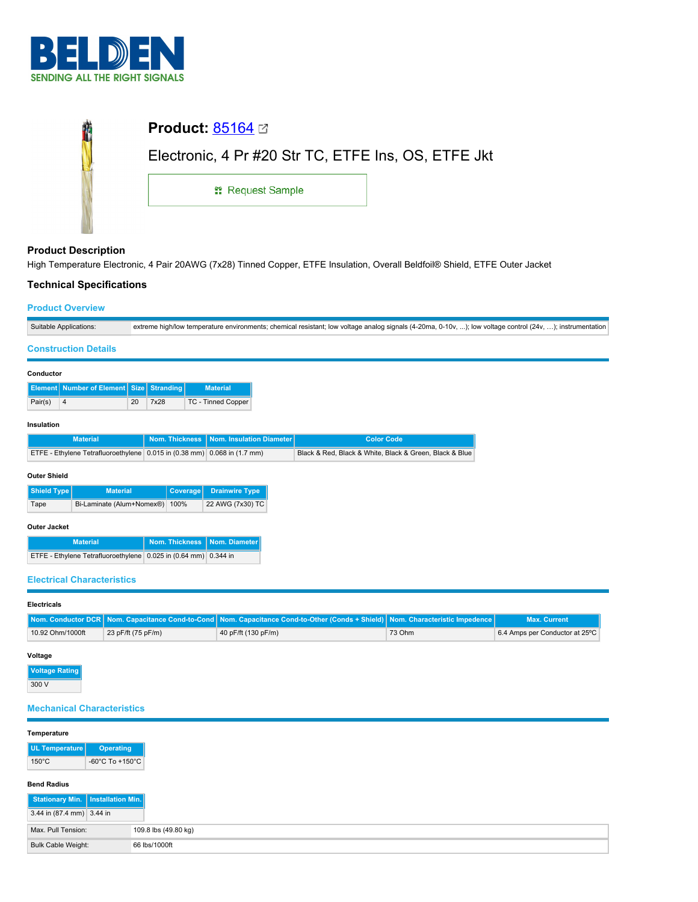# BELDEN
SENDING ALL THE RIGHT SIGNALS

## Product: 85164

Electronic, 4 Pr #20 Str TC, ETFE Ins, OS, ETFE Jkt

Request Sample

### Product Description

High Temperature Electronic, 4 Pair 20AWG (7x28) Tinned Copper, ETFE Insulation, Overall Beldfoil® Shield, ETFE Outer Jacket

### Technical Specifications

#### Product Overview

| | |
|---|---|
| Suitable Applications: | extreme high/low temperature environments; chemical resistant; low voltage analog signals (4-20ma, 0-10v, ...); low voltage control (24v, ...); instrumentation |

#### Construction Details

**Conductor**

| Element | Number of Element | Size | Stranding | Material |
|---|---|---|---|---|
| Pair(s) | 4 | 20 | 7x28 | TC - Tinned Copper |

**Insulation**

| Material | Nom. Thickness | Nom. Insulation Diameter | Color Code |
|---|---|---|---|
| ETFE - Ethylene Tetrafluoroethylene | 0.015 in (0.38 mm) | 0.068 in (1.7 mm) | Black & Red, Black & White, Black & Green, Black & Blue |

**Outer Shield**

| Shield Type | Material | Coverage | Drainwire Type |
|---|---|---|---|
| Tape | Bi-Laminate (Alum+Nomex®) | 100% | 22 AWG (7x30) TC |

**Outer Jacket**

| Material | Nom. Thickness | Nom. Diameter |
|---|---|---|
| ETFE - Ethylene Tetrafluoroethylene | 0.025 in (0.64 mm) | 0.344 in |

#### Electrical Characteristics

**Electricals**

| Nom. Conductor DCR | Nom. Capacitance Cond-to-Cond | Nom. Capacitance Cond-to-Other (Conds + Shield) | Nom. Characteristic Impedence | Max. Current |
|---|---|---|---|---|
| 10.92 Ohm/1000ft | 23 pF/ft (75 pF/m) | 40 pF/ft (130 pF/m) | 73 Ohm | 6.4 Amps per Conductor at 25°C |

**Voltage**

| Voltage Rating |
|---|
| 300 V |

#### Mechanical Characteristics

**Temperature**

| UL Temperature | Operating |
|---|---|
| 150°C | -60°C To +150°C |

**Bend Radius**

| Stationary Min. | Installation Min. |
|---|---|
| 3.44 in (87.4 mm) | 3.44 in |

| | |
|---|---|
| Max. Pull Tension: | 109.8 lbs (49.80 kg) |
| Bulk Cable Weight: | 66 lbs/1000ft |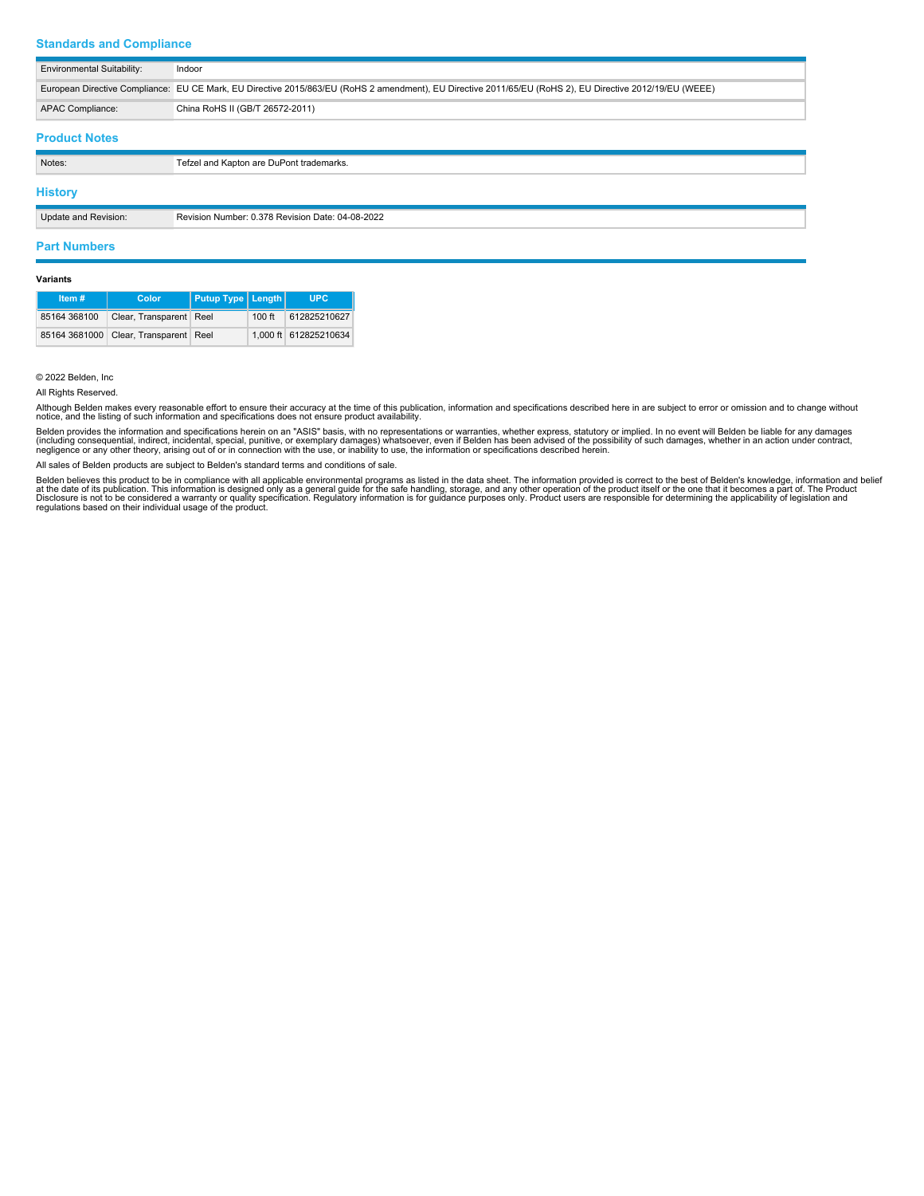## Standards and Compliance

| | |
|---|---|
| Environmental Suitability: | Indoor |
| European Directive Compliance: | EU CE Mark, EU Directive 2015/863/EU (RoHS 2 amendment), EU Directive 2011/65/EU (RoHS 2), EU Directive 2012/19/EU (WEEE) |
| APAC Compliance: | China RoHS II (GB/T 26572-2011) |

## Product Notes

| | |
|---|---|
| Notes: | Tefzel and Kapton are DuPont trademarks. |

## History

| | |
|---|---|
| Update and Revision: | Revision Number: 0.378 Revision Date: 04-08-2022 |

## Part Numbers

**Variants**

| Item # | Color | Putup Type | Length | UPC |
|---|---|---|---|---|
| 85164 368100 | Clear, Transparent | Reel | 100 ft | 612825210627 |
| 85164 3681000 | Clear, Transparent | Reel | 1,000 ft | 612825210634 |

© 2022 Belden, Inc

All Rights Reserved.

Although Belden makes every reasonable effort to ensure their accuracy at the time of this publication, information and specifications described here in are subject to error or omission and to change without notice, and the listing of such information and specifications does not ensure product availability.

Belden provides the information and specifications herein on an "ASIS" basis, with no representations or warranties, whether express, statutory or implied. In no event will Belden be liable for any damages (including consequential, indirect, incidental, special, punitive, or exemplary damages) whatsoever, even if Belden has been advised of the possibility of such damages, whether in an action under contract, negligence or any other theory, arising out of or in connection with the use, or inability to use, the information or specifications described herein.

All sales of Belden products are subject to Belden's standard terms and conditions of sale.

Belden believes this product to be in compliance with all applicable environmental programs as listed in the data sheet. The information provided is correct to the best of Belden's knowledge, information and belief at the date of its publication. This information is designed only as a general guide for the safe handling, storage, and any other operation of the product itself or the one that it becomes a part of. The Product Disclosure is not to be considered a warranty or quality specification. Regulatory information is for guidance purposes only. Product users are responsible for determining the applicability of legislation and regulations based on their individual usage of the product.